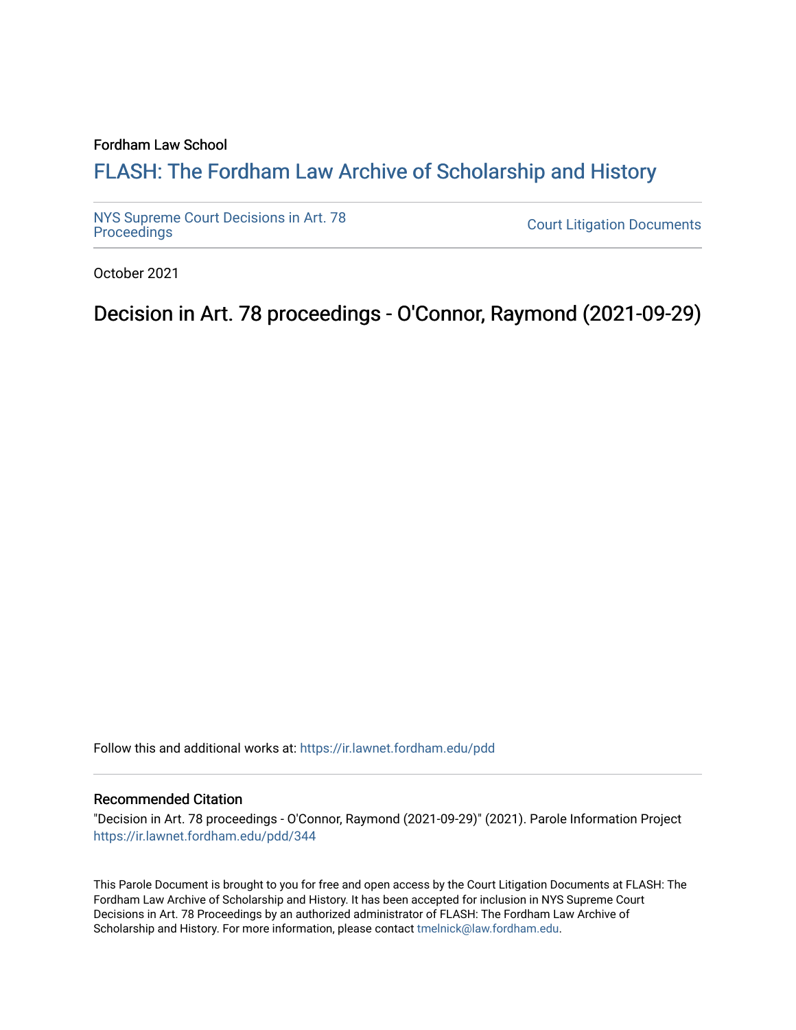Fordham Law School

# FLASH: The Fordham Law Archive of Scholarship and History

NYS Supreme Court Decisions in Art. 78 Proceedings

Court Litigation Documents

October 2021

## Decision in Art. 78 proceedings - O'Connor, Raymond (2021-09-29)

Follow this and additional works at: https://ir.lawnet.fordham.edu/pdd

### Recommended Citation

"Decision in Art. 78 proceedings - O'Connor, Raymond (2021-09-29)" (2021). Parole Information Project https://ir.lawnet.fordham.edu/pdd/344

This Parole Document is brought to you for free and open access by the Court Litigation Documents at FLASH: The Fordham Law Archive of Scholarship and History. It has been accepted for inclusion in NYS Supreme Court Decisions in Art. 78 Proceedings by an authorized administrator of FLASH: The Fordham Law Archive of Scholarship and History. For more information, please contact tmelnick@law.fordham.edu.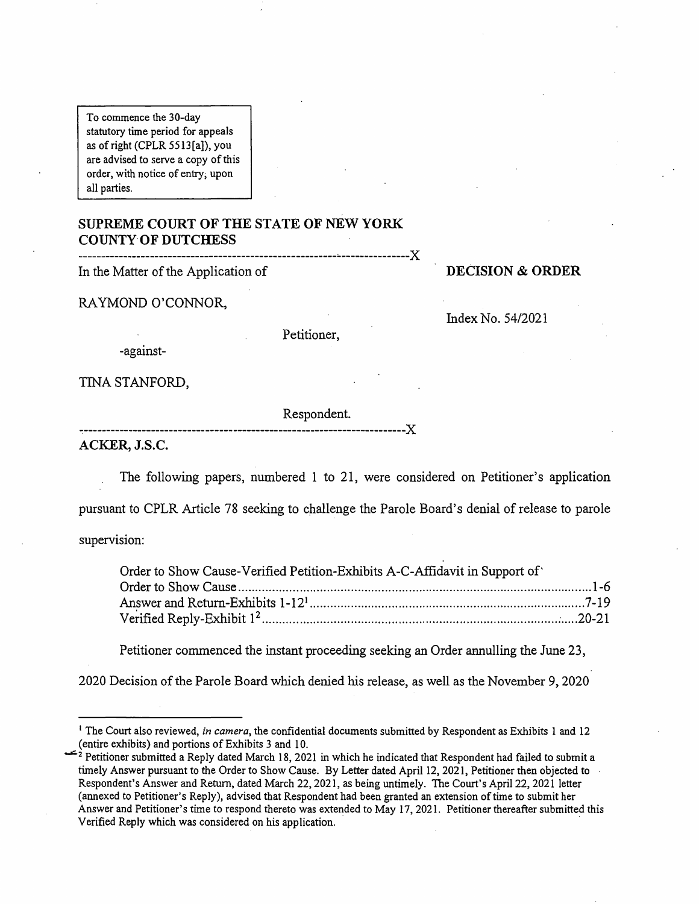To commence the 30-day statutory time period for appeals as of right (CPLR 5513[a]), you are advised to serve a copy of this order, with notice of entry, upon all parties.

**SUPREME COURT OF THE STATE OF NEW YORK**
**COUNTY OF DUTCHESS**

---------------------------------------------------------------------X

In the Matter of the Application of

**DECISION & ORDER**

RAYMOND O'CONNOR,

Index No. 54/2021

Petitioner,

-against-

TINA STANFORD,

Respondent.

---------------------------------------------------------------------X

**ACKER, J.S.C.**

The following papers, numbered 1 to 21, were considered on Petitioner's application pursuant to CPLR Article 78 seeking to challenge the Parole Board's denial of release to parole supervision:

| | |
|---|---|
| Order to Show Cause-Verified Petition-Exhibits A-C-Affidavit in Support of Order to Show Cause | 1-6 |
| Answer and Return-Exhibits 1-12[1] | 7-19 |
| Verified Reply-Exhibit 1[2] | 20-21 |

Petitioner commenced the instant proceeding seeking an Order annulling the June 23, 2020 Decision of the Parole Board which denied his release, as well as the November 9, 2020

---

[1] The Court also reviewed, *in camera*, the confidential documents submitted by Respondent as Exhibits 1 and 12 (entire exhibits) and portions of Exhibits 3 and 10.

[2] Petitioner submitted a Reply dated March 18, 2021 in which he indicated that Respondent had failed to submit a timely Answer pursuant to the Order to Show Cause. By Letter dated April 12, 2021, Petitioner then objected to Respondent's Answer and Return, dated March 22, 2021, as being untimely. The Court's April 22, 2021 letter (annexed to Petitioner's Reply), advised that Respondent had been granted an extension of time to submit her Answer and Petitioner's time to respond thereto was extended to May 17, 2021. Petitioner thereafter submitted this Verified Reply which was considered on his application.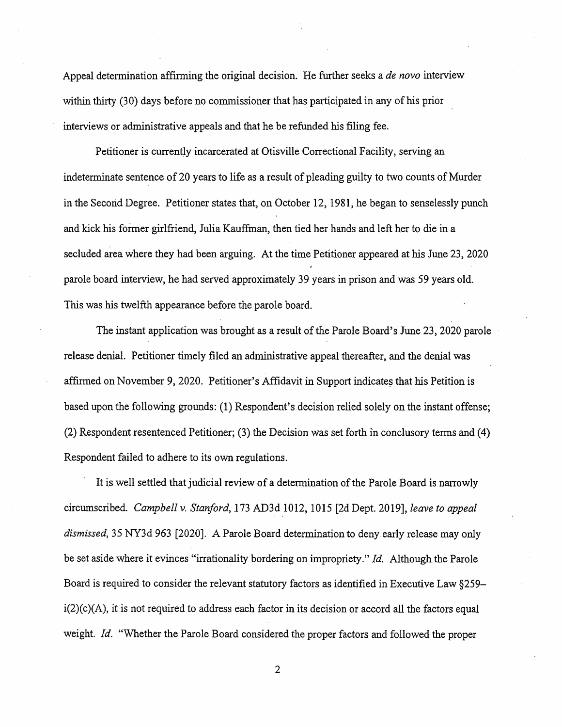Appeal determination affirming the original decision. He further seeks a *de novo* interview within thirty (30) days before no commissioner that has participated in any of his prior interviews or administrative appeals and that he be refunded his filing fee.

Petitioner is currently incarcerated at Otisville Correctional Facility, serving an indeterminate sentence of 20 years to life as a result of pleading guilty to two counts of Murder in the Second Degree. Petitioner states that, on October 12, 1981, he began to senselessly punch and kick his former girlfriend, Julia Kauffman, then tied her hands and left her to die in a secluded area where they had been arguing. At the time Petitioner appeared at his June 23, 2020 parole board interview, he had served approximately 39 years in prison and was 59 years old. This was his twelfth appearance before the parole board.

The instant application was brought as a result of the Parole Board's June 23, 2020 parole release denial. Petitioner timely filed an administrative appeal thereafter, and the denial was affirmed on November 9, 2020. Petitioner's Affidavit in Support indicates that his Petition is based upon the following grounds: (1) Respondent's decision relied solely on the instant offense; (2) Respondent resentenced Petitioner; (3) the Decision was set forth in conclusory terms and (4) Respondent failed to adhere to its own regulations.

It is well settled that judicial review of a determination of the Parole Board is narrowly circumscribed. *Campbell v. Stanford*, 173 AD3d 1012, 1015 [2d Dept. 2019], *leave to appeal dismissed*, 35 NY3d 963 [2020]. A Parole Board determination to deny early release may only be set aside where it evinces "irrationality bordering on impropriety." *Id.* Although the Parole Board is required to consider the relevant statutory factors as identified in Executive Law §259–i(2)(c)(A), it is not required to address each factor in its decision or accord all the factors equal weight. *Id.* "Whether the Parole Board considered the proper factors and followed the proper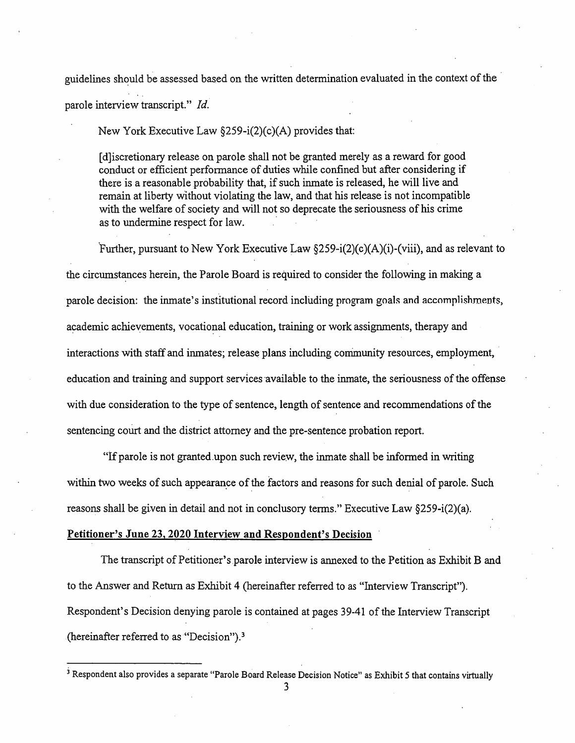guidelines should be assessed based on the written determination evaluated in the context of the parole interview transcript." *Id.*

New York Executive Law §259-i(2)(c)(A) provides that:

> [d]iscretionary release on parole shall not be granted merely as a reward for good conduct or efficient performance of duties while confined but after considering if there is a reasonable probability that, if such inmate is released, he will live and remain at liberty without violating the law, and that his release is not incompatible with the welfare of society and will not so deprecate the seriousness of his crime as to undermine respect for law.

Further, pursuant to New York Executive Law §259-i(2)(c)(A)(i)-(viii), and as relevant to the circumstances herein, the Parole Board is required to consider the following in making a parole decision: the inmate's institutional record including program goals and accomplishments, academic achievements, vocational education, training or work assignments, therapy and interactions with staff and inmates; release plans including community resources, employment, education and training and support services available to the inmate, the seriousness of the offense with due consideration to the type of sentence, length of sentence and recommendations of the sentencing court and the district attorney and the pre-sentence probation report.

"If parole is not granted upon such review, the inmate shall be informed in writing within two weeks of such appearance of the factors and reasons for such denial of parole. Such reasons shall be given in detail and not in conclusory terms." Executive Law §259-i(2)(a).

**Petitioner's June 23, 2020 Interview and Respondent's Decision**

The transcript of Petitioner's parole interview is annexed to the Petition as Exhibit B and to the Answer and Return as Exhibit 4 (hereinafter referred to as "Interview Transcript"). Respondent's Decision denying parole is contained at pages 39-41 of the Interview Transcript (hereinafter referred to as "Decision").[3]

[3] Respondent also provides a separate "Parole Board Release Decision Notice" as Exhibit 5 that contains virtually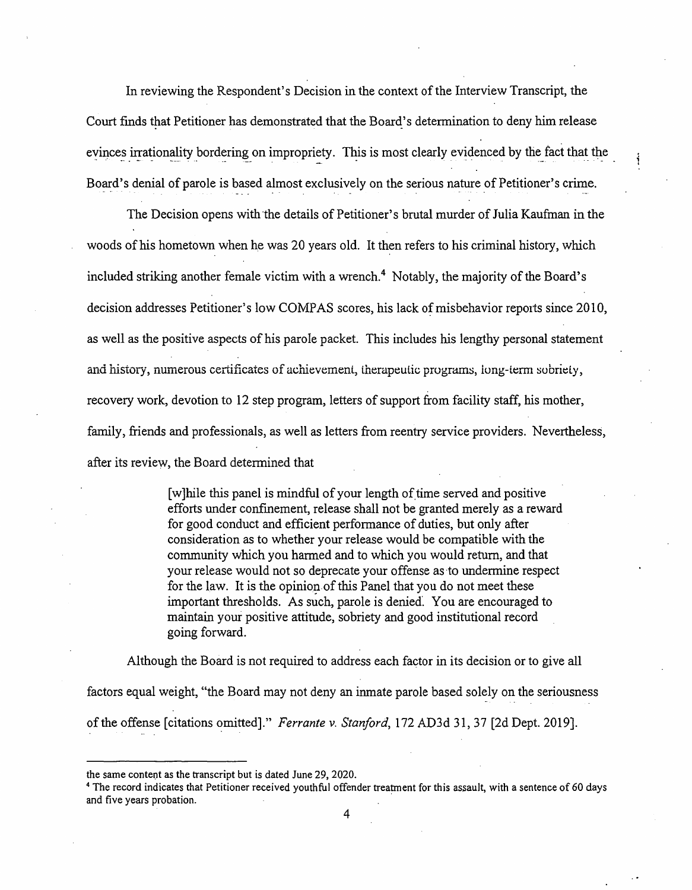In reviewing the Respondent's Decision in the context of the Interview Transcript, the Court finds that Petitioner has demonstrated that the Board's determination to deny him release evinces irrationality bordering on impropriety. This is most clearly evidenced by the fact that the Board's denial of parole is based almost exclusively on the serious nature of Petitioner's crime.

The Decision opens with the details of Petitioner's brutal murder of Julia Kaufman in the woods of his hometown when he was 20 years old. It then refers to his criminal history, which included striking another female victim with a wrench.[4] Notably, the majority of the Board's decision addresses Petitioner's low COMPAS scores, his lack of misbehavior reports since 2010, as well as the positive aspects of his parole packet. This includes his lengthy personal statement and history, numerous certificates of achievement, therapeutic programs, long-term sobriety, recovery work, devotion to 12 step program, letters of support from facility staff, his mother, family, friends and professionals, as well as letters from reentry service providers. Nevertheless, after its review, the Board determined that

> [w]hile this panel is mindful of your length of time served and positive efforts under confinement, release shall not be granted merely as a reward for good conduct and efficient performance of duties, but only after consideration as to whether your release would be compatible with the community which you harmed and to which you would return, and that your release would not so deprecate your offense as to undermine respect for the law. It is the opinion of this Panel that you do not meet these important thresholds. As such, parole is denied. You are encouraged to maintain your positive attitude, sobriety and good institutional record going forward.

Although the Board is not required to address each factor in its decision or to give all factors equal weight, "the Board may not deny an inmate parole based solely on the seriousness of the offense [citations omitted]." *Ferrante v. Stanford*, 172 AD3d 31, 37 [2d Dept. 2019].

---

the same content as the transcript but is dated June 29, 2020.

[4] The record indicates that Petitioner received youthful offender treatment for this assault, with a sentence of 60 days and five years probation.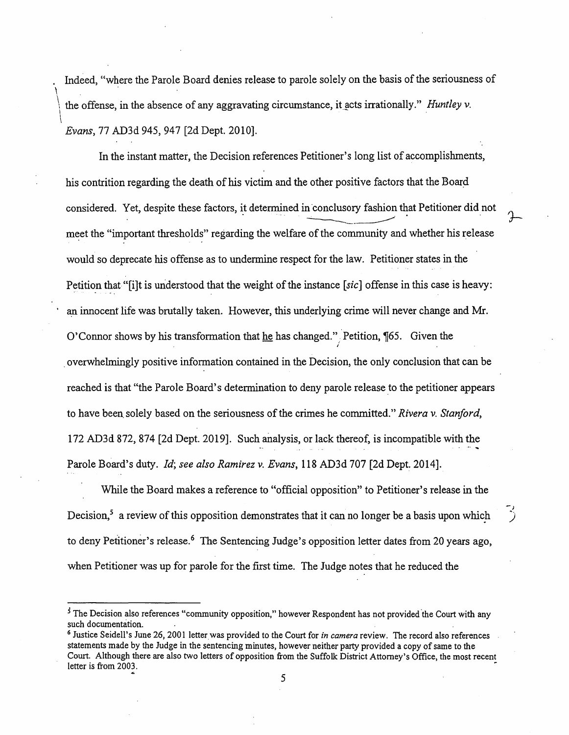Indeed, "where the Parole Board denies release to parole solely on the basis of the seriousness of the offense, in the absence of any aggravating circumstance, it acts irrationally." *Huntley v. Evans*, 77 AD3d 945, 947 [2d Dept. 2010].

In the instant matter, the Decision references Petitioner's long list of accomplishments, his contrition regarding the death of his victim and the other positive factors that the Board considered. Yet, despite these factors, it determined in conclusory fashion that Petitioner did not meet the "important thresholds" regarding the welfare of the community and whether his release would so deprecate his offense as to undermine respect for the law. Petitioner states in the Petition that "[i]t is understood that the weight of the instance [*sic*] offense in this case is heavy: an innocent life was brutally taken. However, this underlying crime will never change and Mr. O'Connor shows by his transformation that he has changed." Petition, ¶65. Given the overwhelmingly positive information contained in the Decision, the only conclusion that can be reached is that "the Parole Board's determination to deny parole release to the petitioner appears to have been solely based on the seriousness of the crimes he committed." *Rivera v. Stanford*, 172 AD3d 872, 874 [2d Dept. 2019]. Such analysis, or lack thereof, is incompatible with the Parole Board's duty. *Id*; *see also Ramirez v. Evans*, 118 AD3d 707 [2d Dept. 2014].

While the Board makes a reference to "official opposition" to Petitioner's release in the Decision,[5] a review of this opposition demonstrates that it can no longer be a basis upon which to deny Petitioner's release.[6] The Sentencing Judge's opposition letter dates from 20 years ago, when Petitioner was up for parole for the first time. The Judge notes that he reduced the

[5] The Decision also references "community opposition," however Respondent has not provided the Court with any such documentation.

[6] Justice Seidell's June 26, 2001 letter was provided to the Court for *in camera* review. The record also references statements made by the Judge in the sentencing minutes, however neither party provided a copy of same to the Court. Although there are also two letters of opposition from the Suffolk District Attorney's Office, the most recent letter is from 2003.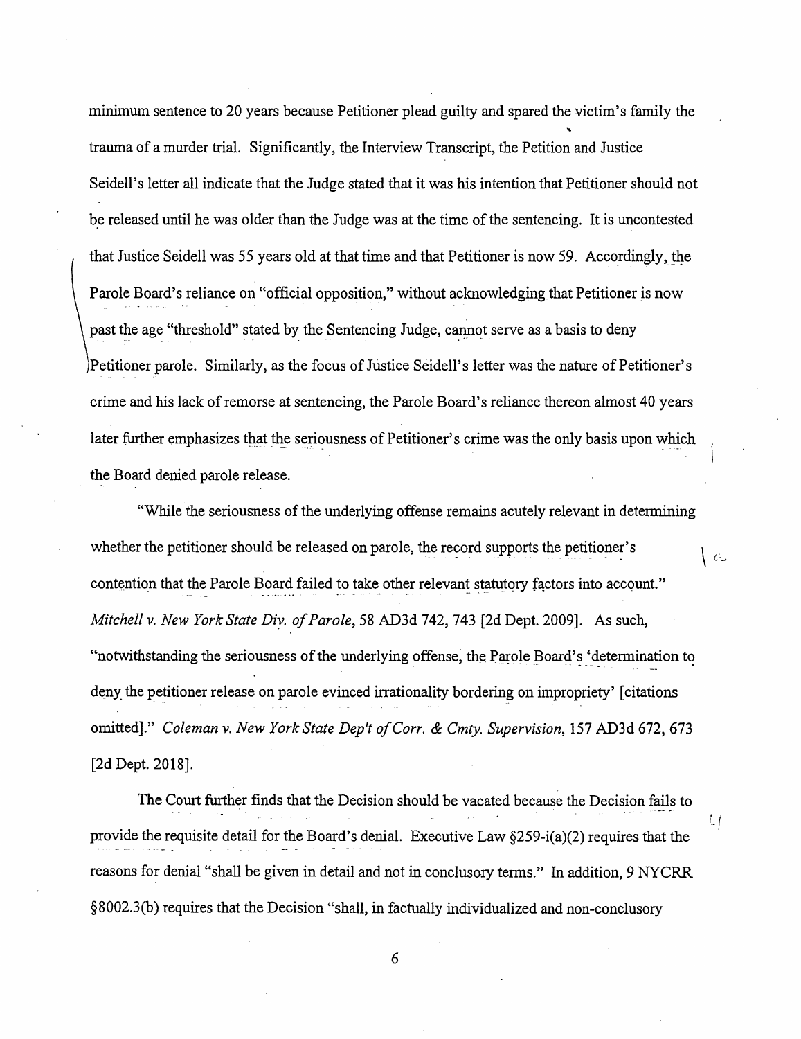minimum sentence to 20 years because Petitioner plead guilty and spared the victim's family the trauma of a murder trial. Significantly, the Interview Transcript, the Petition and Justice Seidell's letter all indicate that the Judge stated that it was his intention that Petitioner should not be released until he was older than the Judge was at the time of the sentencing. It is uncontested that Justice Seidell was 55 years old at that time and that Petitioner is now 59. Accordingly, the Parole Board's reliance on "official opposition," without acknowledging that Petitioner is now past the age "threshold" stated by the Sentencing Judge, cannot serve as a basis to deny Petitioner parole. Similarly, as the focus of Justice Seidell's letter was the nature of Petitioner's crime and his lack of remorse at sentencing, the Parole Board's reliance thereon almost 40 years later further emphasizes that the seriousness of Petitioner's crime was the only basis upon which the Board denied parole release.

"While the seriousness of the underlying offense remains acutely relevant in determining whether the petitioner should be released on parole, the record supports the petitioner's contention that the Parole Board failed to take other relevant statutory factors into account." *Mitchell v. New York State Div. of Parole*, 58 AD3d 742, 743 [2d Dept. 2009]. As such, "notwithstanding the seriousness of the underlying offense, the Parole Board's 'determination to deny the petitioner release on parole evinced irrationality bordering on impropriety' [citations omitted]." *Coleman v. New York State Dep't of Corr. & Cmty. Supervision*, 157 AD3d 672, 673 [2d Dept. 2018].

The Court further finds that the Decision should be vacated because the Decision fails to provide the requisite detail for the Board's denial. Executive Law §259-i(a)(2) requires that the reasons for denial "shall be given in detail and not in conclusory terms." In addition, 9 NYCRR §8002.3(b) requires that the Decision "shall, in factually individualized and non-conclusory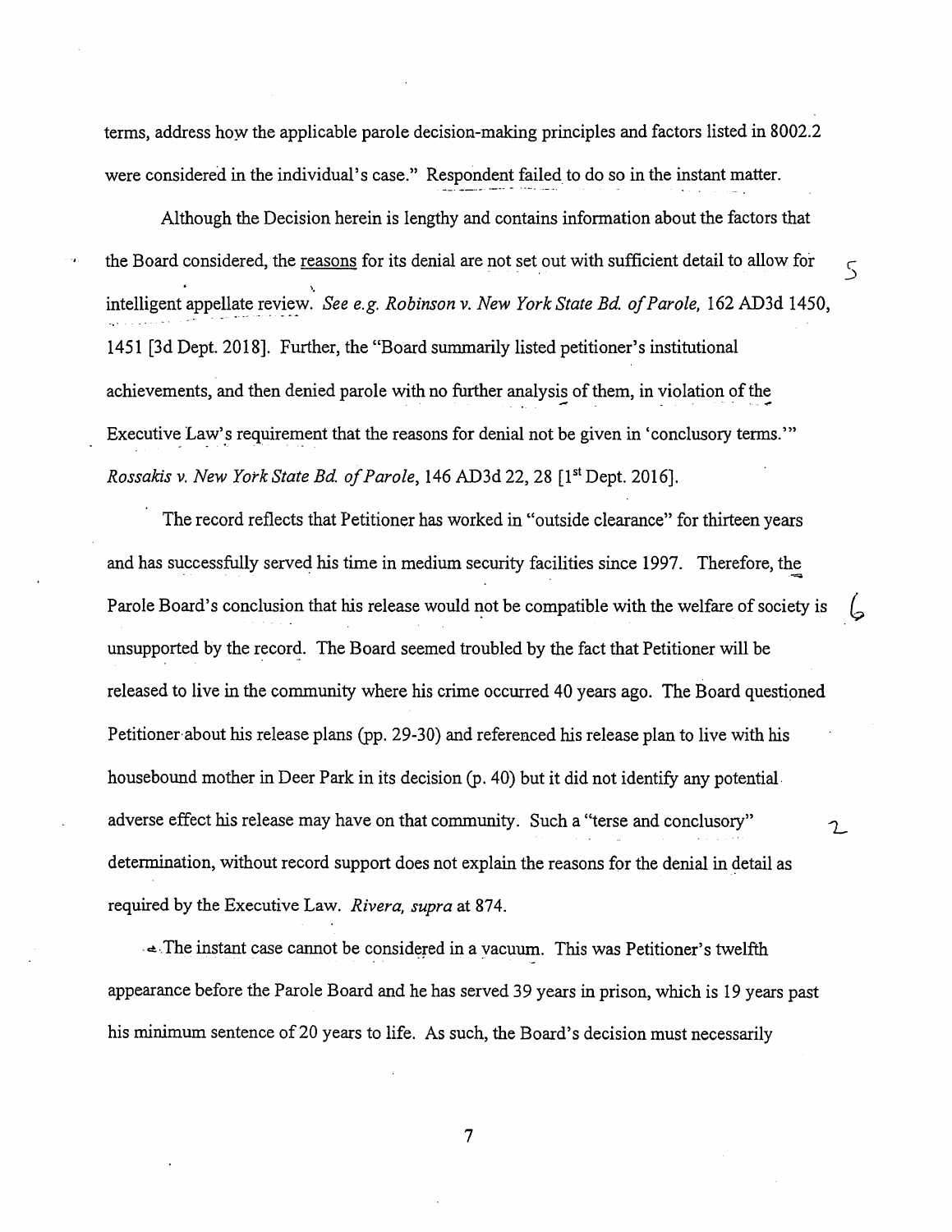terms, address how the applicable parole decision-making principles and factors listed in 8002.2 were considered in the individual's case." Respondent failed to do so in the instant matter.

Although the Decision herein is lengthy and contains information about the factors that the Board considered, the reasons for its denial are not set out with sufficient detail to allow for intelligent appellate review. *See e.g. Robinson v. New York State Bd. of Parole,* 162 AD3d 1450, 1451 [3d Dept. 2018]. Further, the "Board summarily listed petitioner's institutional achievements, and then denied parole with no further analysis of them, in violation of the Executive Law's requirement that the reasons for denial not be given in 'conclusory terms.'" *Rossakis v. New York State Bd. of Parole,* 146 AD3d 22, 28 [1st Dept. 2016].

The record reflects that Petitioner has worked in "outside clearance" for thirteen years and has successfully served his time in medium security facilities since 1997. Therefore, the Parole Board's conclusion that his release would not be compatible with the welfare of society is unsupported by the record. The Board seemed troubled by the fact that Petitioner will be released to live in the community where his crime occurred 40 years ago. The Board questioned Petitioner about his release plans (pp. 29-30) and referenced his release plan to live with his housebound mother in Deer Park in its decision (p. 40) but it did not identify any potential adverse effect his release may have on that community. Such a "terse and conclusory" determination, without record support does not explain the reasons for the denial in detail as required by the Executive Law. *Rivera, supra* at 874.

The instant case cannot be considered in a vacuum. This was Petitioner's twelfth appearance before the Parole Board and he has served 39 years in prison, which is 19 years past his minimum sentence of 20 years to life. As such, the Board's decision must necessarily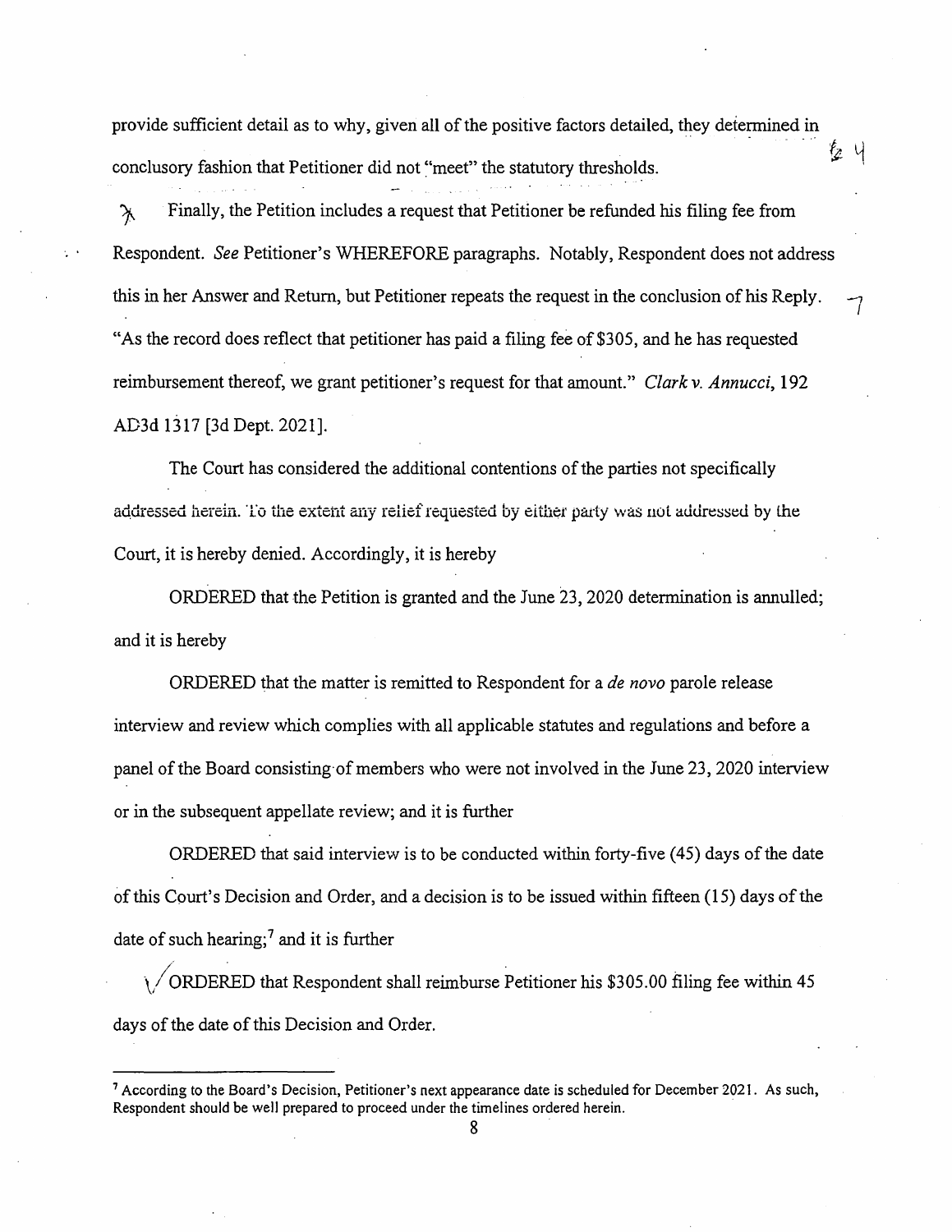provide sufficient detail as to why, given all of the positive factors detailed, they determined in conclusory fashion that Petitioner did not "meet" the statutory thresholds.

Finally, the Petition includes a request that Petitioner be refunded his filing fee from Respondent. *See* Petitioner's WHEREFORE paragraphs. Notably, Respondent does not address this in her Answer and Return, but Petitioner repeats the request in the conclusion of his Reply. "As the record does reflect that petitioner has paid a filing fee of $305, and he has requested reimbursement thereof, we grant petitioner's request for that amount." *Clark v. Annucci*, 192 AD3d 1317 [3d Dept. 2021].

The Court has considered the additional contentions of the parties not specifically addressed herein. To the extent any relief requested by either party was not addressed by the Court, it is hereby denied. Accordingly, it is hereby

ORDERED that the Petition is granted and the June 23, 2020 determination is annulled; and it is hereby

ORDERED that the matter is remitted to Respondent for a *de novo* parole release interview and review which complies with all applicable statutes and regulations and before a panel of the Board consisting of members who were not involved in the June 23, 2020 interview or in the subsequent appellate review; and it is further

ORDERED that said interview is to be conducted within forty-five (45) days of the date of this Court's Decision and Order, and a decision is to be issued within fifteen (15) days of the date of such hearing;[7] and it is further

ORDERED that Respondent shall reimburse Petitioner his $305.00 filing fee within 45 days of the date of this Decision and Order.

---

[7] According to the Board's Decision, Petitioner's next appearance date is scheduled for December 2021. As such, Respondent should be well prepared to proceed under the timelines ordered herein.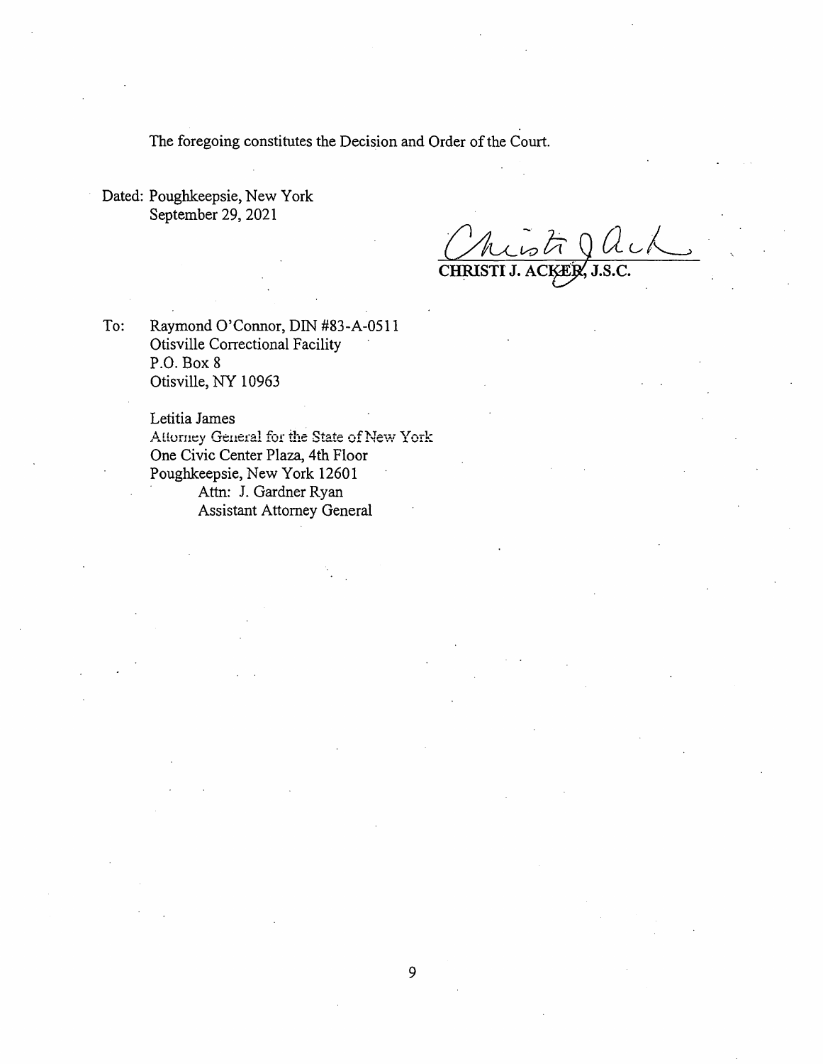The foregoing constitutes the Decision and Order of the Court.

Dated: Poughkeepsie, New York
September 29, 2021

**CHRISTI J. ACKER, J.S.C.**

To: Raymond O'Connor, DIN #83-A-0511
Otisville Correctional Facility
P.O. Box 8
Otisville, NY 10963

Letitia James
Attorney General for the State of New York
One Civic Center Plaza, 4th Floor
Poughkeepsie, New York 12601
Attn: J. Gardner Ryan
Assistant Attorney General